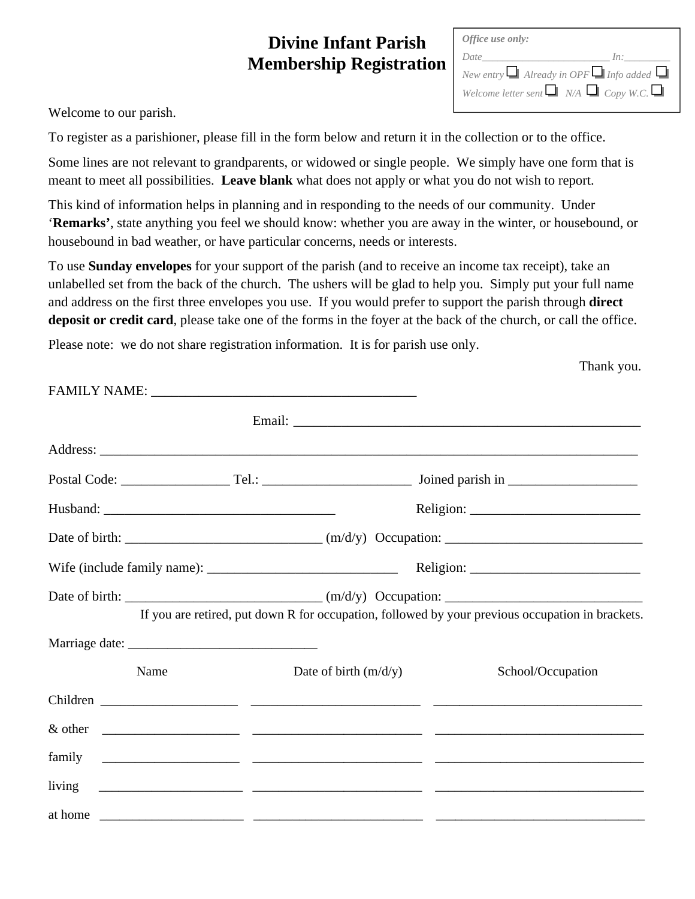# Divine Infant Parish
# Membership Registration

*Office use only:*
*Date________________________ In:_________*
*New entry ☐ Already in OPF ☐ Info added ☐*
*Welcome letter sent ☐ N/A ☐ Copy W.C. ☐*

Welcome to our parish.

To register as a parishioner, please fill in the form below and return it in the collection or to the office.

Some lines are not relevant to grandparents, or widowed or single people. We simply have one form that is meant to meet all possibilities. **Leave blank** what does not apply or what you do not wish to report.

This kind of information helps in planning and in responding to the needs of our community. Under '**Remarks'**, state anything you feel we should know: whether you are away in the winter, or housebound, or housebound in bad weather, or have particular concerns, needs or interests.

To use **Sunday envelopes** for your support of the parish (and to receive an income tax receipt), take an unlabelled set from the back of the church. The ushers will be glad to help you. Simply put your full name and address on the first three envelopes you use. If you would prefer to support the parish through **direct deposit or credit card**, please take one of the forms in the foyer at the back of the church, or call the office.

Please note: we do not share registration information. It is for parish use only.

Thank you.

FAMILY NAME: ________________________________________

Email: ____________________________________________________

Address: ________________________________________________________________________________

Postal Code: ________________ Tel.: ______________________ Joined parish in ___________________

Husband: ___________________________________ Religion: _________________________

Date of birth: _____________________________ (m/d/y) Occupation: _____________________________

Wife (include family name): _____________________________ Religion: _________________________

Date of birth: _____________________________ (m/d/y) Occupation: _____________________________

If you are retired, put down R for occupation, followed by your previous occupation in brackets.

Marriage date: _____________________________

| | Name | Date of birth (m/d/y) | School/Occupation |
|---|---|---|---|
| Children | _____________________ | __________________________ | ________________________________ |
| & other | _____________________ | __________________________ | ________________________________ |
| family | _____________________ | __________________________ | ________________________________ |
| living | _____________________ | __________________________ | ________________________________ |
| at home | _____________________ | __________________________ | ________________________________ |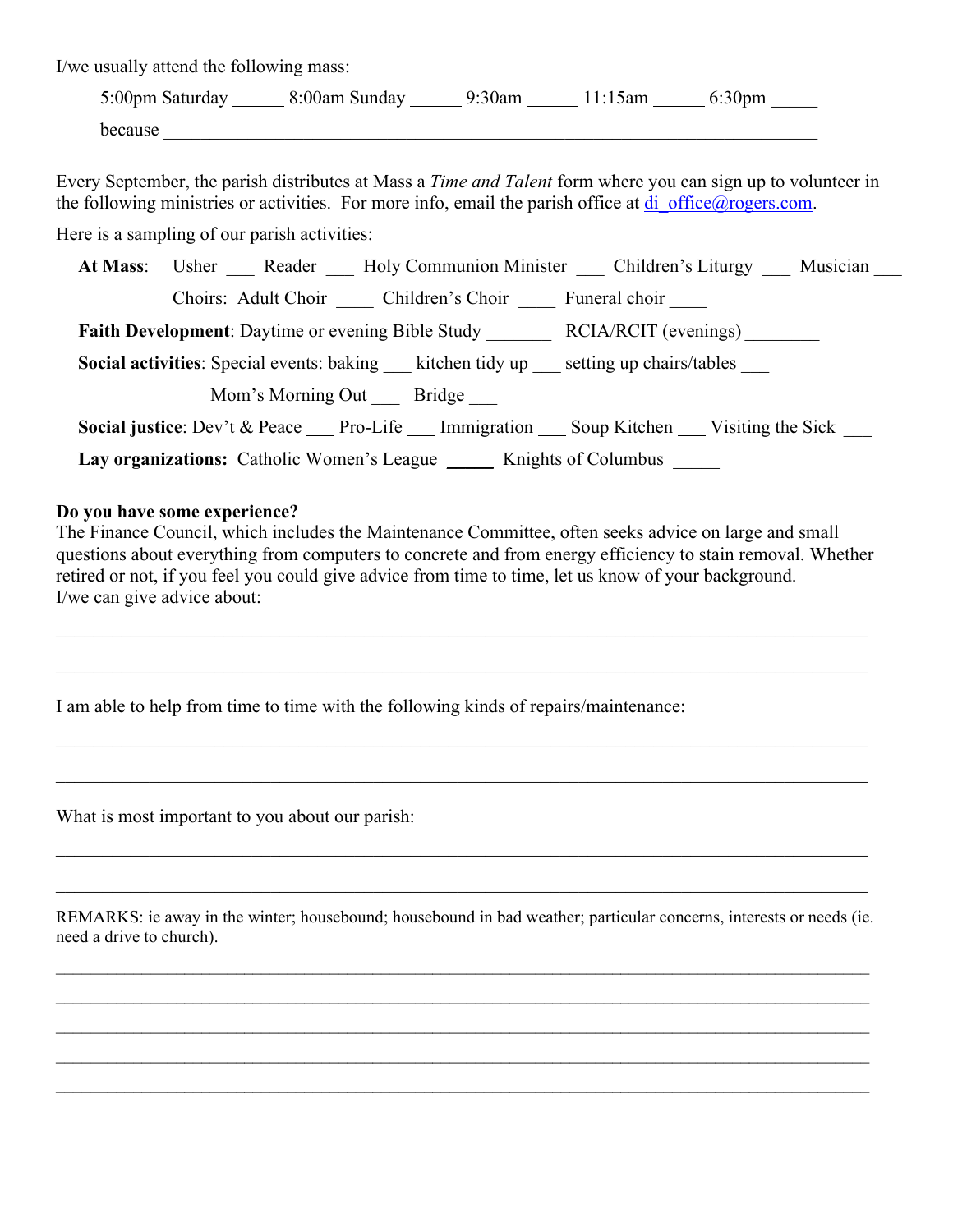I/we usually attend the following mass:

5:00pm Saturday ______ 8:00am Sunday ______ 9:30am ______ 11:15am ______ 6:30pm ______

because ______________________________________________________________________

Every September, the parish distributes at Mass a *Time and Talent* form where you can sign up to volunteer in the following ministries or activities. For more info, email the parish office at [di_office@rogers.com](mailto:di_office@rogers.com).

Here is a sampling of our parish activities:

**At Mass**: Usher ___ Reader ___ Holy Communion Minister ___ Children's Liturgy ___ Musician ___

Choirs: Adult Choir ____ Children's Choir ____ Funeral choir ____

**Faith Development**: Daytime or evening Bible Study _______ RCIA/RCIT (evenings) ________

**Social activities**: Special events: baking ___ kitchen tidy up ___ setting up chairs/tables ___

Mom's Morning Out ___ Bridge ___

**Social justice**: Dev't & Peace ___ Pro-Life ___ Immigration ___ Soup Kitchen ___ Visiting the Sick ___

**Lay organizations:** Catholic Women's League _____ Knights of Columbus _____

**Do you have some experience?**
The Finance Council, which includes the Maintenance Committee, often seeks advice on large and small questions about everything from computers to concrete and from energy efficiency to stain removal. Whether retired or not, if you feel you could give advice from time to time, let us know of your background.
I/we can give advice about:

______________________________________________________________________

______________________________________________________________________

I am able to help from time to time with the following kinds of repairs/maintenance:

______________________________________________________________________

______________________________________________________________________

What is most important to you about our parish:

______________________________________________________________________

______________________________________________________________________

REMARKS: ie away in the winter; housebound; housebound in bad weather; particular concerns, interests or needs (ie. need a drive to church).

______________________________________________________________________

______________________________________________________________________

______________________________________________________________________

______________________________________________________________________

______________________________________________________________________